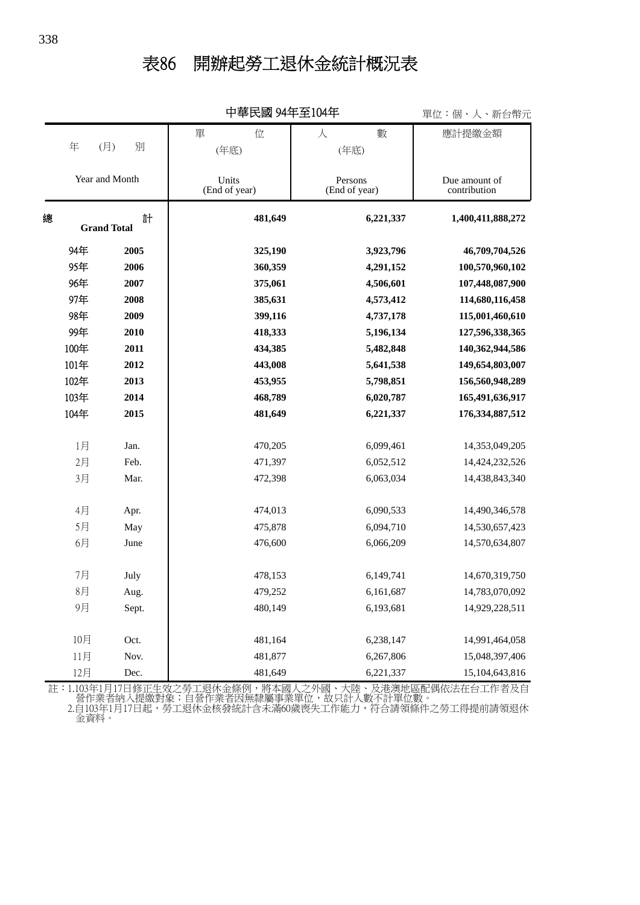# 表86　開辦起勞工退休金統計概況表

中華民國 94年至104年

單位：個、人、新台幣元

| 年　(月)　別<br>Year and Month | | 單　位<br>(年底)<br>Units<br>(End of year) | 人　數<br>(年底)<br>Persons<br>(End of year) | 應計提繳金額<br>Due amount of contribution |
|---|---|---|---|---|
| **總計** | **Grand Total** | **481,649** | **6,221,337** | **1,400,411,888,272** |
| 94年 | **2005** | **325,190** | **3,923,796** | **46,709,704,526** |
| 95年 | **2006** | **360,359** | **4,291,152** | **100,570,960,102** |
| 96年 | **2007** | **375,061** | **4,506,601** | **107,448,087,900** |
| 97年 | **2008** | **385,631** | **4,573,412** | **114,680,116,458** |
| 98年 | **2009** | **399,116** | **4,737,178** | **115,001,460,610** |
| 99年 | **2010** | **418,333** | **5,196,134** | **127,596,338,365** |
| 100年 | **2011** | **434,385** | **5,482,848** | **140,362,944,586** |
| 101年 | **2012** | **443,008** | **5,641,538** | **149,654,803,007** |
| 102年 | **2013** | **453,955** | **5,798,851** | **156,560,948,289** |
| 103年 | **2014** | **468,789** | **6,020,787** | **165,491,636,917** |
| 104年 | **2015** | **481,649** | **6,221,337** | **176,334,887,512** |
| 1月 | Jan. | 470,205 | 6,099,461 | 14,353,049,205 |
| 2月 | Feb. | 471,397 | 6,052,512 | 14,424,232,526 |
| 3月 | Mar. | 472,398 | 6,063,034 | 14,438,843,340 |
| 4月 | Apr. | 474,013 | 6,090,533 | 14,490,346,578 |
| 5月 | May | 475,878 | 6,094,710 | 14,530,657,423 |
| 6月 | June | 476,600 | 6,066,209 | 14,570,634,807 |
| 7月 | July | 478,153 | 6,149,741 | 14,670,319,750 |
| 8月 | Aug. | 479,252 | 6,161,687 | 14,783,070,092 |
| 9月 | Sept. | 480,149 | 6,193,681 | 14,929,228,511 |
| 10月 | Oct. | 481,164 | 6,238,147 | 14,991,464,058 |
| 11月 | Nov. | 481,877 | 6,267,806 | 15,048,397,406 |
| 12月 | Dec. | 481,649 | 6,221,337 | 15,104,643,816 |

註：1.103年1月17日修正生效之勞工退休金條例，將本國人之外國、大陸、及港澳地區配偶依法在台工作者及自營作業者納入提繳對象；自營作業者因無隸屬事業單位，故只計人數不計單位數。
　　2.自103年1月17日起，勞工退休金核發統計含未滿60歲喪失工作能力，符合請領條件之勞工得提前請領退休金資料。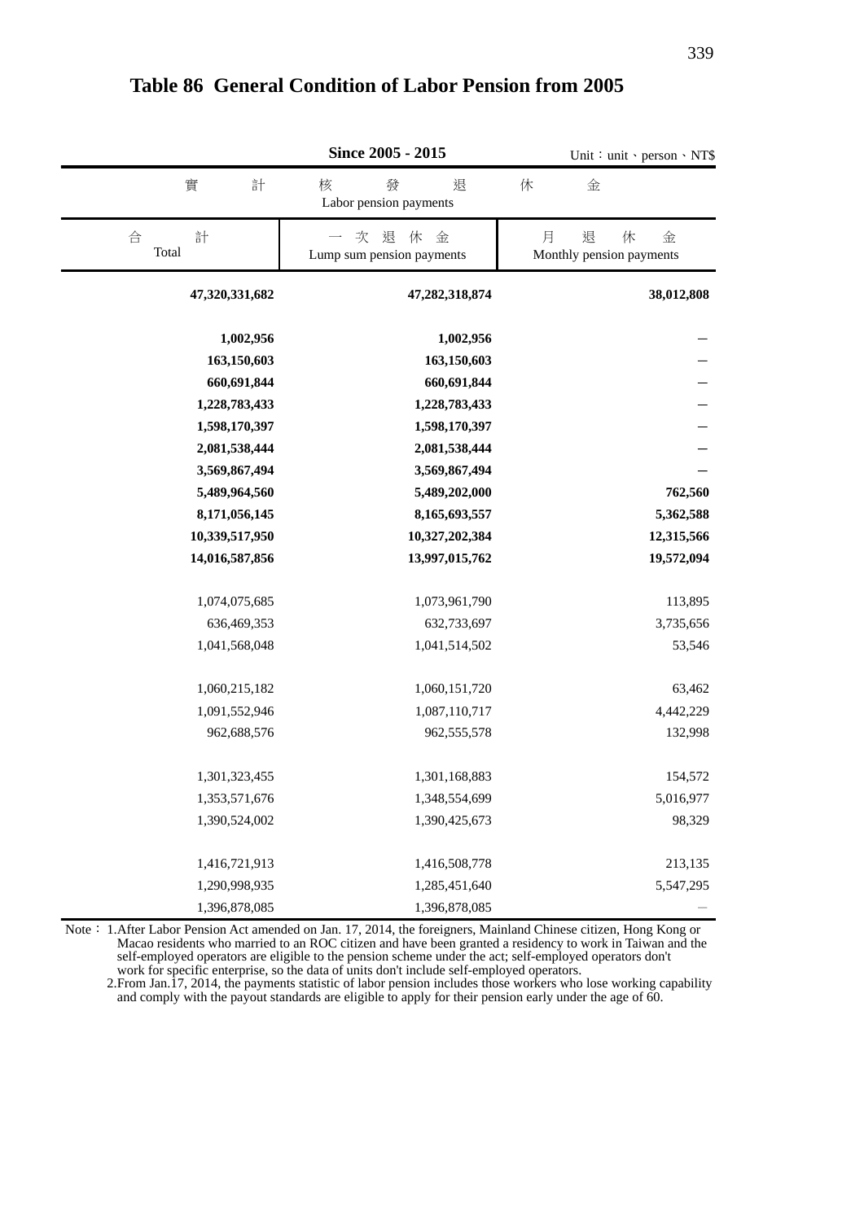# Table 86 General Condition of Labor Pension from 2005

**Since 2005 - 2015**

Unit：unit、person、NT$

| 實　計 核　發　退　休　金 Labor pension payments | | |
|---|---|---|
| 合　計 Total | 一次退休金 Lump sum pension payments | 月　退　休　金 Monthly pension payments |
| **47,320,331,682** | **47,282,318,874** | **38,012,808** |
| **1,002,956** | **1,002,956** | **－** |
| **163,150,603** | **163,150,603** | **－** |
| **660,691,844** | **660,691,844** | **－** |
| **1,228,783,433** | **1,228,783,433** | **－** |
| **1,598,170,397** | **1,598,170,397** | **－** |
| **2,081,538,444** | **2,081,538,444** | **－** |
| **3,569,867,494** | **3,569,867,494** | **－** |
| **5,489,964,560** | **5,489,202,000** | **762,560** |
| **8,171,056,145** | **8,165,693,557** | **5,362,588** |
| **10,339,517,950** | **10,327,202,384** | **12,315,566** |
| **14,016,587,856** | **13,997,015,762** | **19,572,094** |
| 1,074,075,685 | 1,073,961,790 | 113,895 |
| 636,469,353 | 632,733,697 | 3,735,656 |
| 1,041,568,048 | 1,041,514,502 | 53,546 |
| 1,060,215,182 | 1,060,151,720 | 63,462 |
| 1,091,552,946 | 1,087,110,717 | 4,442,229 |
| 962,688,576 | 962,555,578 | 132,998 |
| 1,301,323,455 | 1,301,168,883 | 154,572 |
| 1,353,571,676 | 1,348,554,699 | 5,016,977 |
| 1,390,524,002 | 1,390,425,673 | 98,329 |
| 1,416,721,913 | 1,416,508,778 | 213,135 |
| 1,290,998,935 | 1,285,451,640 | 5,547,295 |
| 1,396,878,085 | 1,396,878,085 | － |

Note： 1.After Labor Pension Act amended on Jan. 17, 2014, the foreigners, Mainland Chinese citizen, Hong Kong or Macao residents who married to an ROC citizen and have been granted a residency to work in Taiwan and the self-employed operators are eligible to the pension scheme under the act; self-employed operators don't work for specific enterprise, so the data of units don't include self-employed operators.

2.From Jan.17, 2014, the payments statistic of labor pension includes those workers who lose working capability and comply with the payout standards are eligible to apply for their pension early under the age of 60.